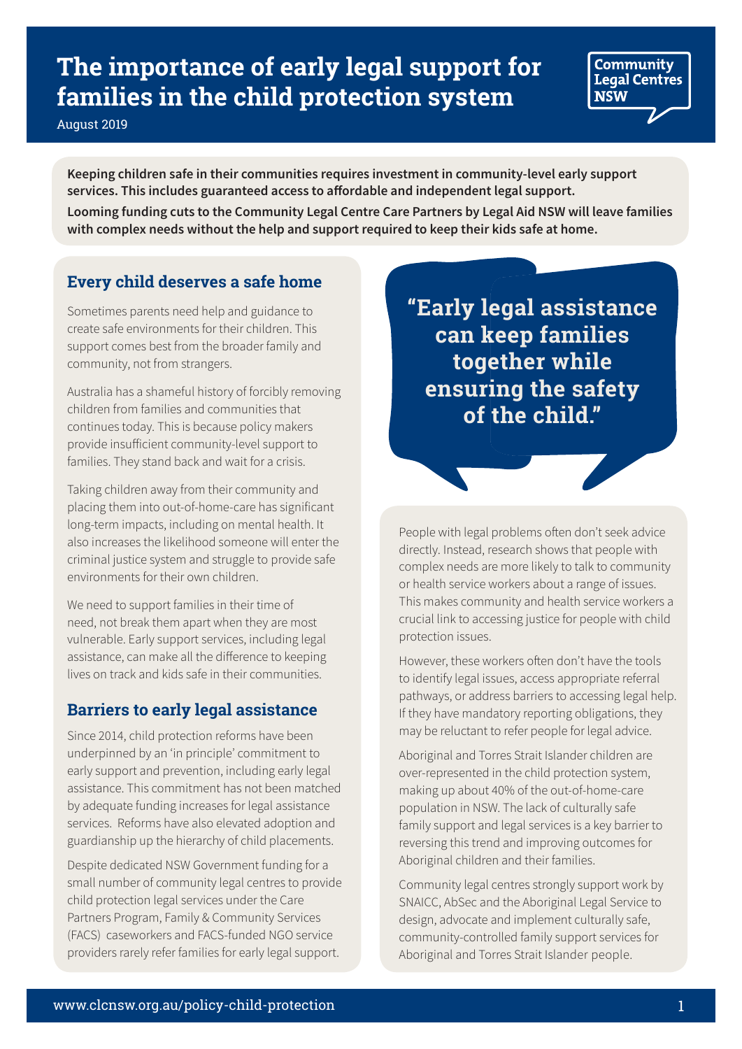# The importance of early legal support for families in the child protection system

August 2019

Community Legal Centres NSW

**Keeping children safe in their communities requires investment in community-level early support services. This includes guaranteed access to affordable and independent legal support.**

**Looming funding cuts to the Community Legal Centre Care Partners by Legal Aid NSW will leave families with complex needs without the help and support required to keep their kids safe at home.**

## Every child deserves a safe home

Sometimes parents need help and guidance to create safe environments for their children. This support comes best from the broader family and community, not from strangers.

Australia has a shameful history of forcibly removing children from families and communities that continues today. This is because policy makers provide insufficient community-level support to families. They stand back and wait for a crisis.

Taking children away from their community and placing them into out-of-home-care has significant long-term impacts, including on mental health. It also increases the likelihood someone will enter the criminal justice system and struggle to provide safe environments for their own children.

We need to support families in their time of need, not break them apart when they are most vulnerable. Early support services, including legal assistance, can make all the difference to keeping lives on track and kids safe in their communities.

## Barriers to early legal assistance

Since 2014, child protection reforms have been underpinned by an 'in principle' commitment to early support and prevention, including early legal assistance. This commitment has not been matched by adequate funding increases for legal assistance services. Reforms have also elevated adoption and guardianship up the hierarchy of child placements.

Despite dedicated NSW Government funding for a small number of community legal centres to provide child protection legal services under the Care Partners Program, Family & Community Services (FACS) caseworkers and FACS-funded NGO service providers rarely refer families for early legal support.

> **"Early legal assistance can keep families together while ensuring the safety of the child."**

People with legal problems often don't seek advice directly. Instead, research shows that people with complex needs are more likely to talk to community or health service workers about a range of issues. This makes community and health service workers a crucial link to accessing justice for people with child protection issues.

However, these workers often don't have the tools to identify legal issues, access appropriate referral pathways, or address barriers to accessing legal help. If they have mandatory reporting obligations, they may be reluctant to refer people for legal advice.

Aboriginal and Torres Strait Islander children are over-represented in the child protection system, making up about 40% of the out-of-home-care population in NSW. The lack of culturally safe family support and legal services is a key barrier to reversing this trend and improving outcomes for Aboriginal children and their families.

Community legal centres strongly support work by SNAICC, AbSec and the Aboriginal Legal Service to design, advocate and implement culturally safe, community-controlled family support services for Aboriginal and Torres Strait Islander people.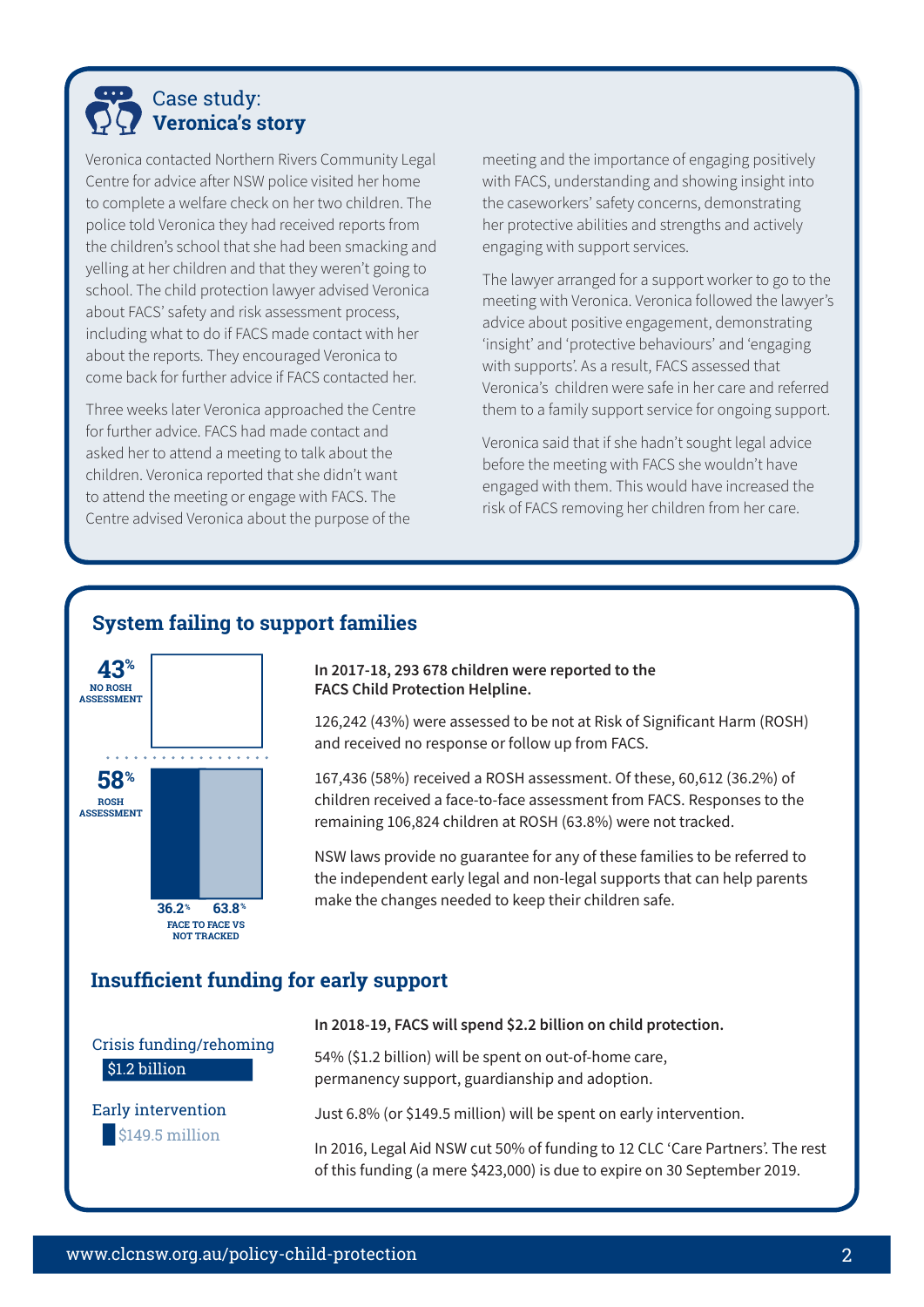## Case study: **Veronica's story**

Veronica contacted Northern Rivers Community Legal Centre for advice after NSW police visited her home to complete a welfare check on her two children. The police told Veronica they had received reports from the children's school that she had been smacking and yelling at her children and that they weren't going to school. The child protection lawyer advised Veronica about FACS' safety and risk assessment process, including what to do if FACS made contact with her about the reports. They encouraged Veronica to come back for further advice if FACS contacted her.

Three weeks later Veronica approached the Centre for further advice. FACS had made contact and asked her to attend a meeting to talk about the children. Veronica reported that she didn't want to attend the meeting or engage with FACS. The Centre advised Veronica about the purpose of the meeting and the importance of engaging positively with FACS, understanding and showing insight into the caseworkers' safety concerns, demonstrating her protective abilities and strengths and actively engaging with support services.

The lawyer arranged for a support worker to go to the meeting with Veronica. Veronica followed the lawyer's advice about positive engagement, demonstrating 'insight' and 'protective behaviours' and 'engaging with supports'. As a result, FACS assessed that Veronica's children were safe in her care and referred them to a family support service for ongoing support.

Veronica said that if she hadn't sought legal advice before the meeting with FACS she wouldn't have engaged with them. This would have increased the risk of FACS removing her children from her care.

## System failing to support families

43% NO ROSH ASSESSMENT

58% ROSH ASSESSMENT

36.2% / 63.8% FACE TO FACE VS NOT TRACKED

**In 2017-18, 293 678 children were reported to the FACS Child Protection Helpline.**

126,242 (43%) were assessed to be not at Risk of Significant Harm (ROSH) and received no response or follow up from FACS.

167,436 (58%) received a ROSH assessment. Of these, 60,612 (36.2%) of children received a face-to-face assessment from FACS. Responses to the remaining 106,824 children at ROSH (63.8%) were not tracked.

NSW laws provide no guarantee for any of these families to be referred to the independent early legal and non-legal supports that can help parents make the changes needed to keep their children safe.

## Insufficient funding for early support

Crisis funding/rehoming: $1.2 billion

Early intervention: $149.5 million

**In 2018-19, FACS will spend $2.2 billion on child protection.**

54% ($1.2 billion) will be spent on out-of-home care, permanency support, guardianship and adoption.

Just 6.8% (or $149.5 million) will be spent on early intervention.

In 2016, Legal Aid NSW cut 50% of funding to 12 CLC 'Care Partners'. The rest of this funding (a mere $423,000) is due to expire on 30 September 2019.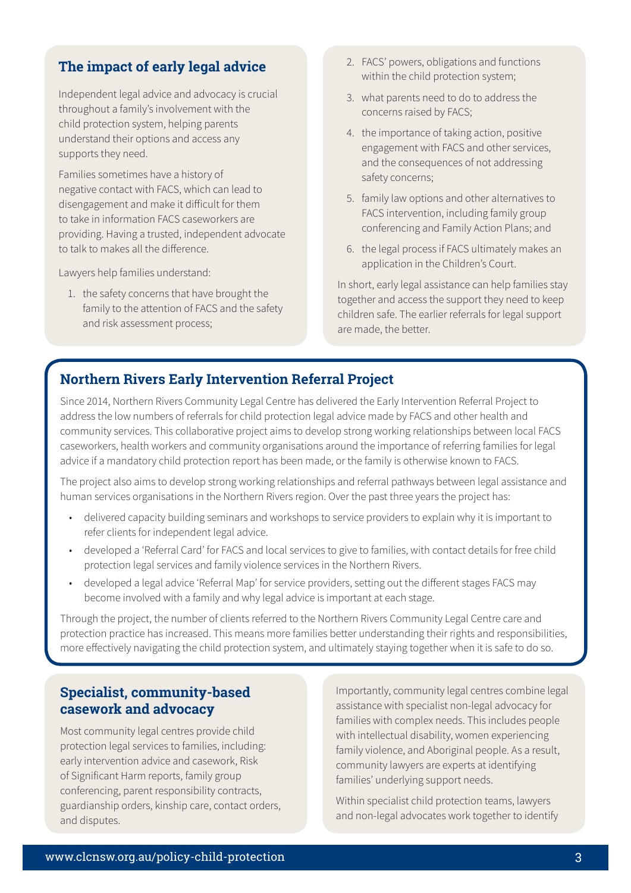## The impact of early legal advice

Independent legal advice and advocacy is crucial throughout a family's involvement with the child protection system, helping parents understand their options and access any supports they need.

Families sometimes have a history of negative contact with FACS, which can lead to disengagement and make it difficult for them to take in information FACS caseworkers are providing. Having a trusted, independent advocate to talk to makes all the difference.

Lawyers help families understand:

1. the safety concerns that have brought the family to the attention of FACS and the safety and risk assessment process;
2. FACS' powers, obligations and functions within the child protection system;
3. what parents need to do to address the concerns raised by FACS;
4. the importance of taking action, positive engagement with FACS and other services, and the consequences of not addressing safety concerns;
5. family law options and other alternatives to FACS intervention, including family group conferencing and Family Action Plans; and
6. the legal process if FACS ultimately makes an application in the Children's Court.

In short, early legal assistance can help families stay together and access the support they need to keep children safe. The earlier referrals for legal support are made, the better.

## Northern Rivers Early Intervention Referral Project

Since 2014, Northern Rivers Community Legal Centre has delivered the Early Intervention Referral Project to address the low numbers of referrals for child protection legal advice made by FACS and other health and community services. This collaborative project aims to develop strong working relationships between local FACS caseworkers, health workers and community organisations around the importance of referring families for legal advice if a mandatory child protection report has been made, or the family is otherwise known to FACS.

The project also aims to develop strong working relationships and referral pathways between legal assistance and human services organisations in the Northern Rivers region. Over the past three years the project has:

- delivered capacity building seminars and workshops to service providers to explain why it is important to refer clients for independent legal advice.
- developed a 'Referral Card' for FACS and local services to give to families, with contact details for free child protection legal services and family violence services in the Northern Rivers.
- developed a legal advice 'Referral Map' for service providers, setting out the different stages FACS may become involved with a family and why legal advice is important at each stage.

Through the project, the number of clients referred to the Northern Rivers Community Legal Centre care and protection practice has increased. This means more families better understanding their rights and responsibilities, more effectively navigating the child protection system, and ultimately staying together when it is safe to do so.

## Specialist, community-based casework and advocacy

Most community legal centres provide child protection legal services to families, including: early intervention advice and casework, Risk of Significant Harm reports, family group conferencing, parent responsibility contracts, guardianship orders, kinship care, contact orders, and disputes.

Importantly, community legal centres combine legal assistance with specialist non-legal advocacy for families with complex needs. This includes people with intellectual disability, women experiencing family violence, and Aboriginal people. As a result, community lawyers are experts at identifying families' underlying support needs.

Within specialist child protection teams, lawyers and non-legal advocates work together to identify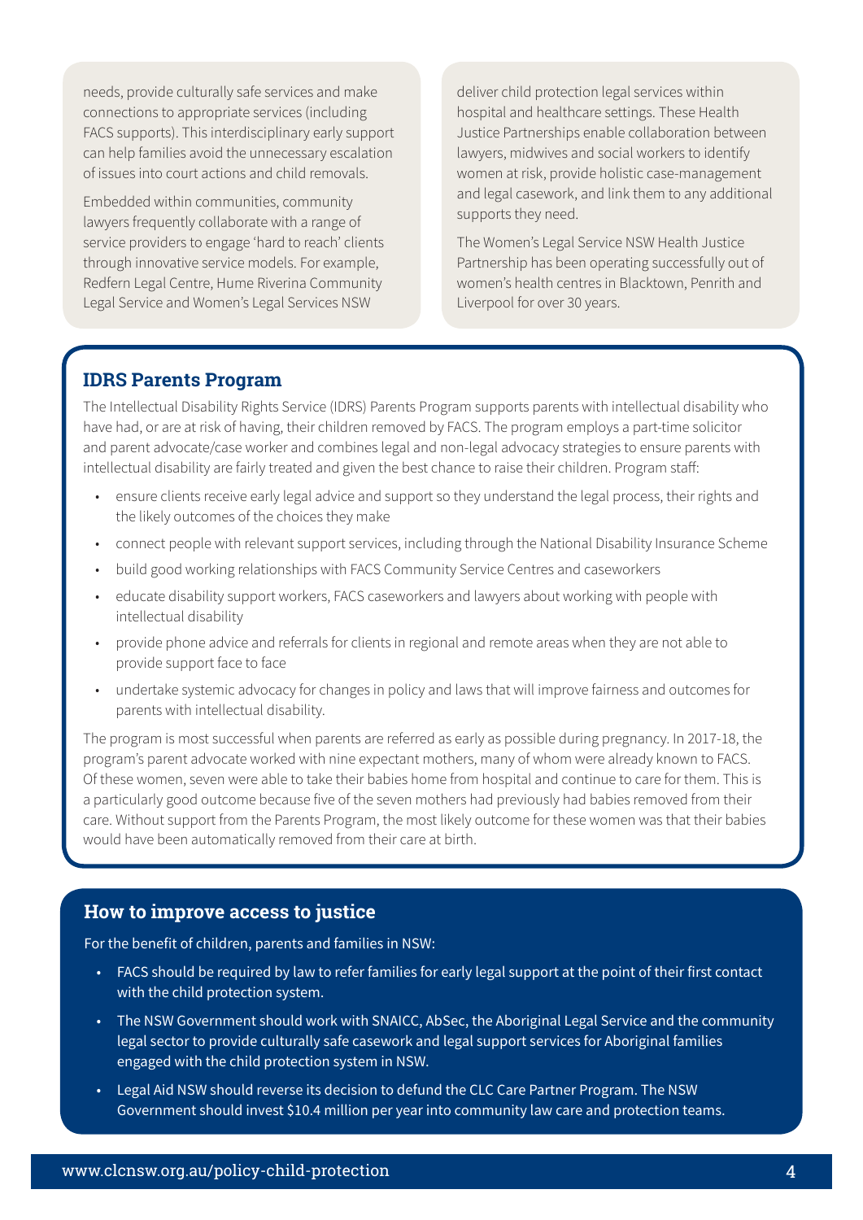needs, provide culturally safe services and make connections to appropriate services (including FACS supports). This interdisciplinary early support can help families avoid the unnecessary escalation of issues into court actions and child removals.

Embedded within communities, community lawyers frequently collaborate with a range of service providers to engage 'hard to reach' clients through innovative service models. For example, Redfern Legal Centre, Hume Riverina Community Legal Service and Women's Legal Services NSW deliver child protection legal services within hospital and healthcare settings. These Health Justice Partnerships enable collaboration between lawyers, midwives and social workers to identify women at risk, provide holistic case-management and legal casework, and link them to any additional supports they need.

The Women's Legal Service NSW Health Justice Partnership has been operating successfully out of women's health centres in Blacktown, Penrith and Liverpool for over 30 years.

## IDRS Parents Program

The Intellectual Disability Rights Service (IDRS) Parents Program supports parents with intellectual disability who have had, or are at risk of having, their children removed by FACS. The program employs a part-time solicitor and parent advocate/case worker and combines legal and non-legal advocacy strategies to ensure parents with intellectual disability are fairly treated and given the best chance to raise their children. Program staff:

- ensure clients receive early legal advice and support so they understand the legal process, their rights and the likely outcomes of the choices they make
- connect people with relevant support services, including through the National Disability Insurance Scheme
- build good working relationships with FACS Community Service Centres and caseworkers
- educate disability support workers, FACS caseworkers and lawyers about working with people with intellectual disability
- provide phone advice and referrals for clients in regional and remote areas when they are not able to provide support face to face
- undertake systemic advocacy for changes in policy and laws that will improve fairness and outcomes for parents with intellectual disability.

The program is most successful when parents are referred as early as possible during pregnancy. In 2017-18, the program's parent advocate worked with nine expectant mothers, many of whom were already known to FACS. Of these women, seven were able to take their babies home from hospital and continue to care for them. This is a particularly good outcome because five of the seven mothers had previously had babies removed from their care. Without support from the Parents Program, the most likely outcome for these women was that their babies would have been automatically removed from their care at birth.

## How to improve access to justice

For the benefit of children, parents and families in NSW:

- FACS should be required by law to refer families for early legal support at the point of their first contact with the child protection system.
- The NSW Government should work with SNAICC, AbSec, the Aboriginal Legal Service and the community legal sector to provide culturally safe casework and legal support services for Aboriginal families engaged with the child protection system in NSW.
- Legal Aid NSW should reverse its decision to defund the CLC Care Partner Program. The NSW Government should invest $10.4 million per year into community law care and protection teams.

www.clcnsw.org.au/policy-child-protection